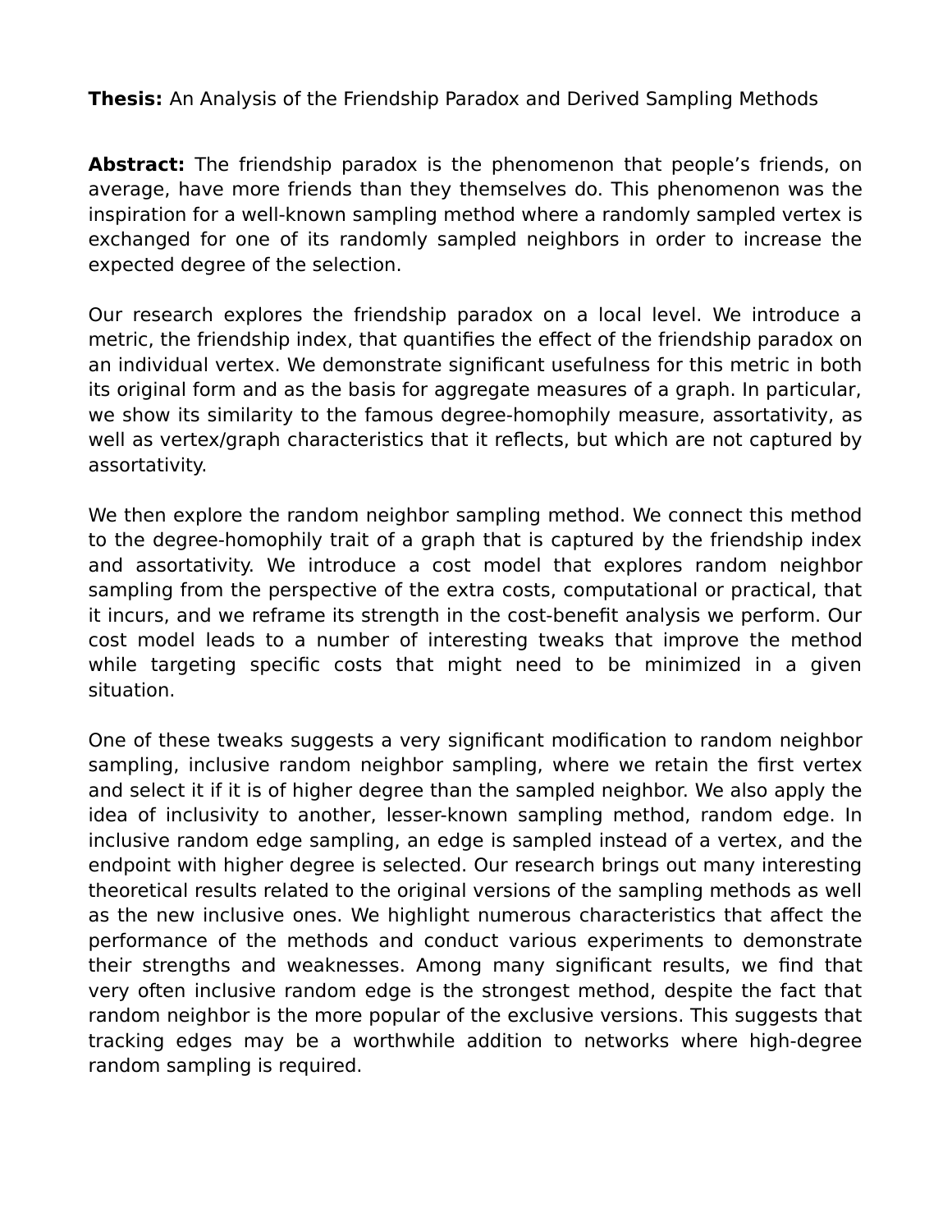**Thesis:** An Analysis of the Friendship Paradox and Derived Sampling Methods

**Abstract:** The friendship paradox is the phenomenon that people's friends, on average, have more friends than they themselves do. This phenomenon was the inspiration for a well-known sampling method where a randomly sampled vertex is exchanged for one of its randomly sampled neighbors in order to increase the expected degree of the selection.

Our research explores the friendship paradox on a local level. We introduce a metric, the friendship index, that quantifies the effect of the friendship paradox on an individual vertex. We demonstrate significant usefulness for this metric in both its original form and as the basis for aggregate measures of a graph. In particular, we show its similarity to the famous degree-homophily measure, assortativity, as well as vertex/graph characteristics that it reflects, but which are not captured by assortativity.

We then explore the random neighbor sampling method. We connect this method to the degree-homophily trait of a graph that is captured by the friendship index and assortativity. We introduce a cost model that explores random neighbor sampling from the perspective of the extra costs, computational or practical, that it incurs, and we reframe its strength in the cost-benefit analysis we perform. Our cost model leads to a number of interesting tweaks that improve the method while targeting specific costs that might need to be minimized in a given situation.

One of these tweaks suggests a very significant modification to random neighbor sampling, inclusive random neighbor sampling, where we retain the first vertex and select it if it is of higher degree than the sampled neighbor. We also apply the idea of inclusivity to another, lesser-known sampling method, random edge. In inclusive random edge sampling, an edge is sampled instead of a vertex, and the endpoint with higher degree is selected. Our research brings out many interesting theoretical results related to the original versions of the sampling methods as well as the new inclusive ones. We highlight numerous characteristics that affect the performance of the methods and conduct various experiments to demonstrate their strengths and weaknesses. Among many significant results, we find that very often inclusive random edge is the strongest method, despite the fact that random neighbor is the more popular of the exclusive versions. This suggests that tracking edges may be a worthwhile addition to networks where high-degree random sampling is required.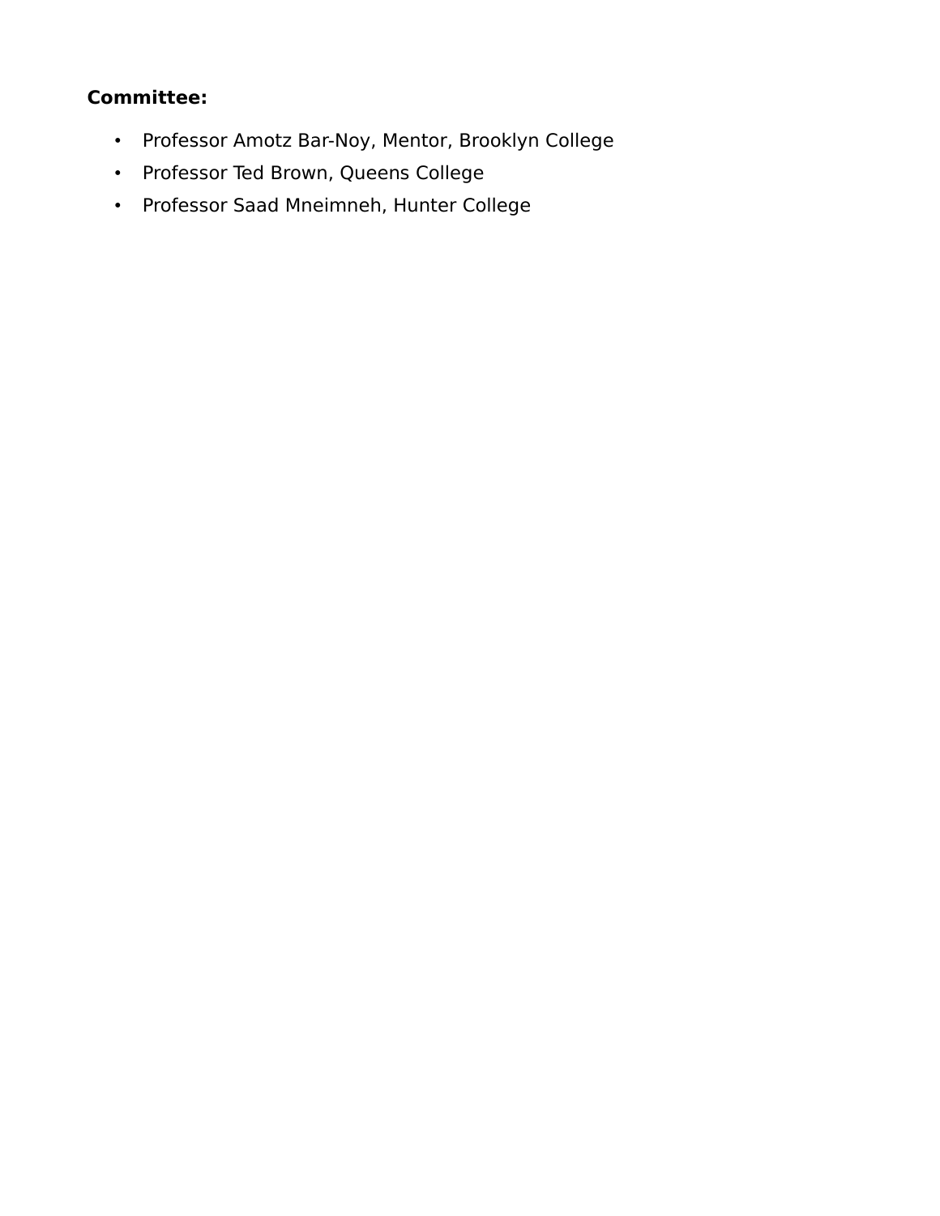**Committee:**

- Professor Amotz Bar-Noy, Mentor, Brooklyn College
- Professor Ted Brown, Queens College
- Professor Saad Mneimneh, Hunter College